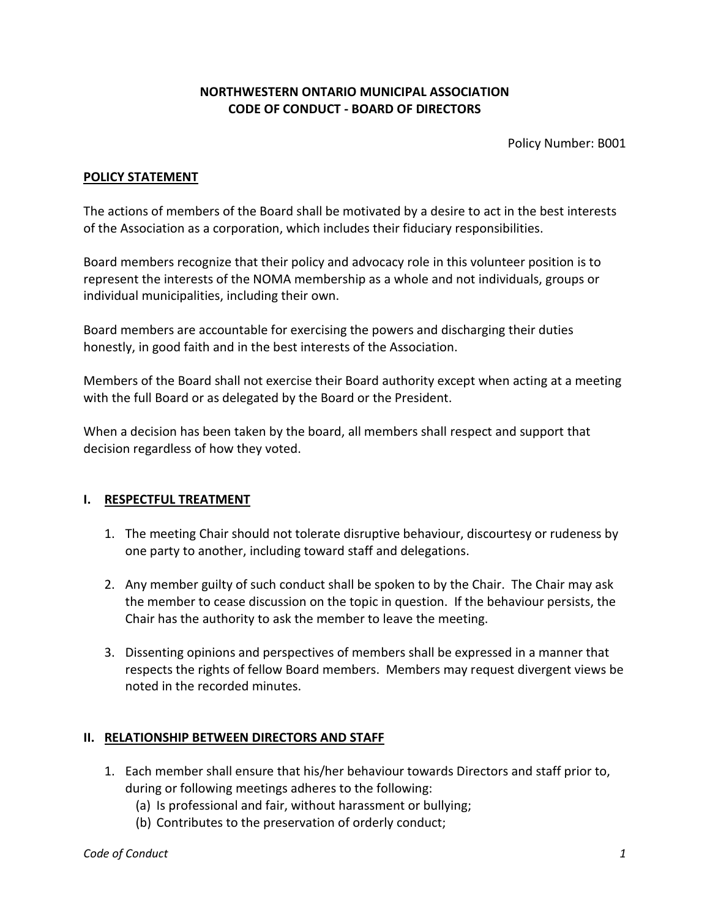**NORTHWESTERN ONTARIO MUNICIPAL ASSOCIATION**
**CODE OF CONDUCT - BOARD OF DIRECTORS**

Policy Number: B001

## POLICY STATEMENT

The actions of members of the Board shall be motivated by a desire to act in the best interests of the Association as a corporation, which includes their fiduciary responsibilities.

Board members recognize that their policy and advocacy role in this volunteer position is to represent the interests of the NOMA membership as a whole and not individuals, groups or individual municipalities, including their own.

Board members are accountable for exercising the powers and discharging their duties honestly, in good faith and in the best interests of the Association.

Members of the Board shall not exercise their Board authority except when acting at a meeting with the full Board or as delegated by the Board or the President.

When a decision has been taken by the board, all members shall respect and support that decision regardless of how they voted.

## I. RESPECTFUL TREATMENT

1. The meeting Chair should not tolerate disruptive behaviour, discourtesy or rudeness by one party to another, including toward staff and delegations.

2. Any member guilty of such conduct shall be spoken to by the Chair. The Chair may ask the member to cease discussion on the topic in question. If the behaviour persists, the Chair has the authority to ask the member to leave the meeting.

3. Dissenting opinions and perspectives of members shall be expressed in a manner that respects the rights of fellow Board members. Members may request divergent views be noted in the recorded minutes.

## II. RELATIONSHIP BETWEEN DIRECTORS AND STAFF

1. Each member shall ensure that his/her behaviour towards Directors and staff prior to, during or following meetings adheres to the following:
   (a) Is professional and fair, without harassment or bullying;
   (b) Contributes to the preservation of orderly conduct;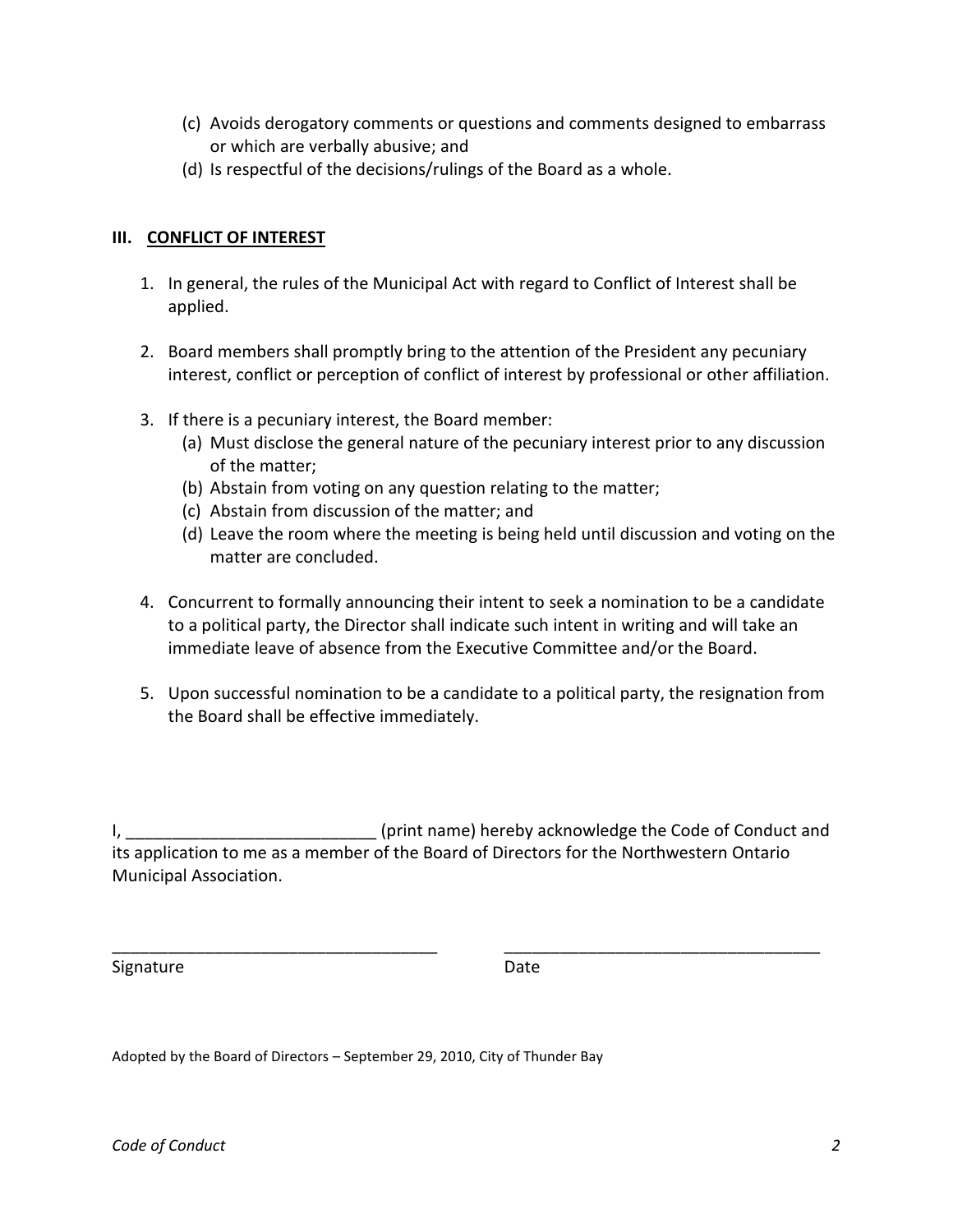(c) Avoids derogatory comments or questions and comments designed to embarrass or which are verbally abusive; and
(d) Is respectful of the decisions/rulings of the Board as a whole.

## III. CONFLICT OF INTEREST

1. In general, the rules of the Municipal Act with regard to Conflict of Interest shall be applied.

2. Board members shall promptly bring to the attention of the President any pecuniary interest, conflict or perception of conflict of interest by professional or other affiliation.

3. If there is a pecuniary interest, the Board member:
   (a) Must disclose the general nature of the pecuniary interest prior to any discussion of the matter;
   (b) Abstain from voting on any question relating to the matter;
   (c) Abstain from discussion of the matter; and
   (d) Leave the room where the meeting is being held until discussion and voting on the matter are concluded.

4. Concurrent to formally announcing their intent to seek a nomination to be a candidate to a political party, the Director shall indicate such intent in writing and will take an immediate leave of absence from the Executive Committee and/or the Board.

5. Upon successful nomination to be a candidate to a political party, the resignation from the Board shall be effective immediately.

I, ___________________________ (print name) hereby acknowledge the Code of Conduct and its application to me as a member of the Board of Directors for the Northwestern Ontario Municipal Association.

___________________________________ ___________________________________

Signature Date

Adopted by the Board of Directors – September 29, 2010, City of Thunder Bay